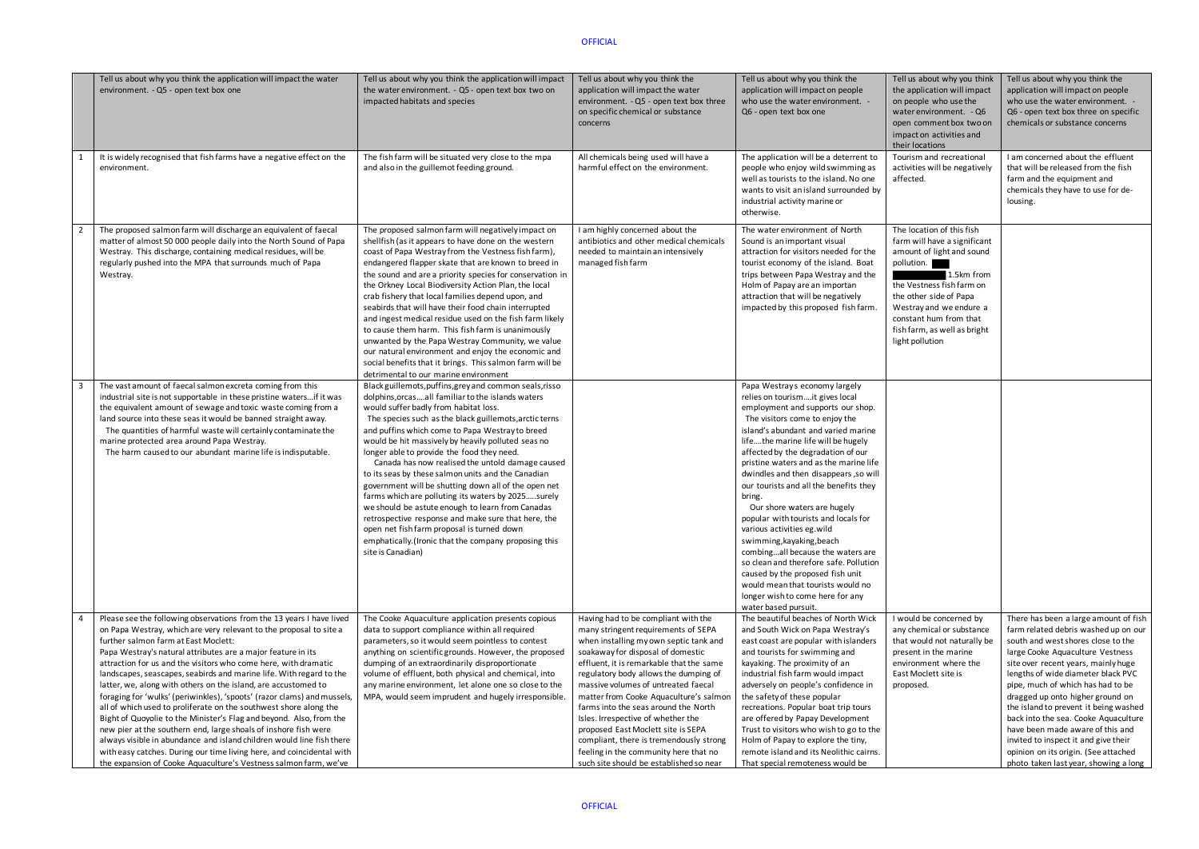| | Tell us about why you think the application will impact the water environment. - Q5 - open text box one | Tell us about why you think the application will impact the water environment. - Q5 - open text box two on impacted habitats and species | Tell us about why you think the application will impact the water environment. - Q5 - open text box three on specific chemical or substance concerns | Tell us about why you think the application will impact on people who use the water environment. - Q6 - open text box one | Tell us about why you think the application will impact on people who use the water environment. - Q6 open comment box two on impact on activities and their locations | Tell us about why you think the application will impact on people who use the water environment. - Q6 - open text box three on specific chemicals or substance concerns |
|---|---|---|---|---|---|---|
| 1 | It is widely recognised that fish farms have a negative effect on the environment. | The fish farm will be situated very close to the mpa and also in the guillemot feeding ground. | All chemicals being used will have a harmful effect on the environment. | The application will be a deterrent to people who enjoy wild swimming as well as tourists to the island. No one wants to visit an island surrounded by industrial activity marine or otherwise. | Tourism and recreational activities will be negatively affected. | I am concerned about the effluent that will be released from the fish farm and the equipment and chemicals they have to use for de-lousing. |
| 2 | The proposed salmon farm will discharge an equivalent of faecal matter of almost 50 000 people daily into the North Sound of Papa Westray. This discharge, containing medical residues, will be regularly pushed into the MPA that surrounds much of Papa Westray. | The proposed salmon farm will negatively impact on shellfish (as it appears to have done on the western coast of Papa Westray from the Vestness fish farm), endangered flapper skate that are known to breed in the sound and are a priority species for conservation in the Orkney Local Biodiversity Action Plan, the local crab fishery that local families depend upon, and seabirds that will have their food chain interrupted and ingest medical residue used on the fish farm likely to cause them harm. This fish farm is unanimously unwanted by the Papa Westray Community, we value our natural environment and enjoy the economic and social benefits that it brings. This salmon farm will be detrimental to our marine environment | I am highly concerned about the antibiotics and other medical chemicals needed to maintain an intensively managed fish farm | The water environment of North Sound is an important visual attraction for visitors needed for the tourist economy of the island. Boat trips between Papa Westray and the Holm of Papay are an importan attraction that will be negatively impacted by this proposed fish farm. | The location of this fish farm will have a significant amount of light and sound pollution. [redacted] 1.5km from the Vestness fish farm on the other side of Papa Westray and we endure a constant hum from that fish farm, as well as bright light pollution | |
| 3 | The vast amount of faecal salmon excreta coming from this industrial site is not supportable in these pristine waters…if it was the equivalent amount of sewage and toxic waste coming from a land source into these seas it would be banned straight away. The quantities of harmful waste will certainly contaminate the marine protected area around Papa Westray. The harm caused to our abundant marine life is indisputable. | Black guillemots, puffins, grey and common seals, risso dolphins, orcas….all familiar to the islands waters would suffer badly from habitat loss. The species such as the black guillemots, arctic terns and puffins which come to Papa Westray to breed would be hit massively by heavily polluted seas no longer able to provide the food they need. Canada has now realised the untold damage caused to its seas by these salmon units and the Canadian government will be shutting down all of the open net farms which are polluting its waters by 2025…..surely we should be astute enough to learn from Canadas retrospective response and make sure that here, the open net fish farm proposal is turned down emphatically.(Ironic that the company proposing this site is Canadian) | | Papa Westrays economy largely relies on tourism….it gives local employment and supports our shop. The visitors come to enjoy the island's abundant and varied marine life….the marine life will be hugely affected by the degradation of our pristine waters and as the marine life dwindles and then disappears ,so will our tourists and all the benefits they bring. Our shore waters are hugely popular with tourists and locals for various activities eg.wild swimming, kayaking, beach combing…all because the waters are so clean and therefore safe. Pollution caused by the proposed fish unit would mean that tourists would no longer wish to come here for any water based pursuit. | | |
| 4 | Please see the following observations from the 13 years I have lived on Papa Westray, which are very relevant to the proposal to site a further salmon farm at East Moclett: Papa Westray's natural attributes are a major feature in its attraction for us and the visitors who come here, with dramatic landscapes, seascapes, seabirds and marine life. With regard to the latter, we, along with others on the island, are accustomed to foraging for 'wulks' (periwinkles), 'spoots' (razor clams) and mussels, all of which used to proliferate on the southwest shore along the Bight of Quoyolie to the Minister's Flag and beyond. Also, from the new pier at the southern end, large shoals of inshore fish were always visible in abundance and island children would line fish there with easy catches. During our time living here, and coincidental with the expansion of Cooke Aquaculture's Vestness salmon farm, we've | The Cooke Aquaculture application presents copious data to support compliance within all required parameters, so it would seem pointless to contest anything on scientific grounds. However, the proposed dumping of an extraordinarily disproportionate volume of effluent, both physical and chemical, into any marine environment, let alone one so close to the MPA, would seem imprudent and hugely irresponsible. | Having had to be compliant with the many stringent requirements of SEPA when installing my own septic tank and soakaway for disposal of domestic effluent, it is remarkable that the same regulatory body allows the dumping of massive volumes of untreated faecal matter from Cooke Aquaculture's salmon farms into the seas around the North Isles. Irrespective of whether the proposed East Moclett site is SEPA compliant, there is tremendously strong feeling in the community here that no such site should be established so near | The beautiful beaches of North Wick and South Wick on Papa Westray's east coast are popular with islanders and tourists for swimming and kayaking. The proximity of an industrial fish farm would impact adversely on people's confidence in the safety of these popular recreations. Popular boat trip tours are offered by Papay Development Trust to visitors who wish to go to the Holm of Papay to explore the tiny, remote island and its Neolithic cairns. That special remoteness would be | I would be concerned by any chemical or substance that would not naturally be present in the marine environment where the East Moclett site is proposed. | There has been a large amount of fish farm related debris washed up on our south and west shores close to the large Cooke Aquaculture Vestness site over recent years, mainly huge lengths of wide diameter black PVC pipe, much of which has had to be dragged up onto higher ground on the island to prevent it being washed back into the sea. Cooke Aquaculture have been made aware of this and invited to inspect it and give their opinion on its origin. (See attached photo taken last year, showing a long |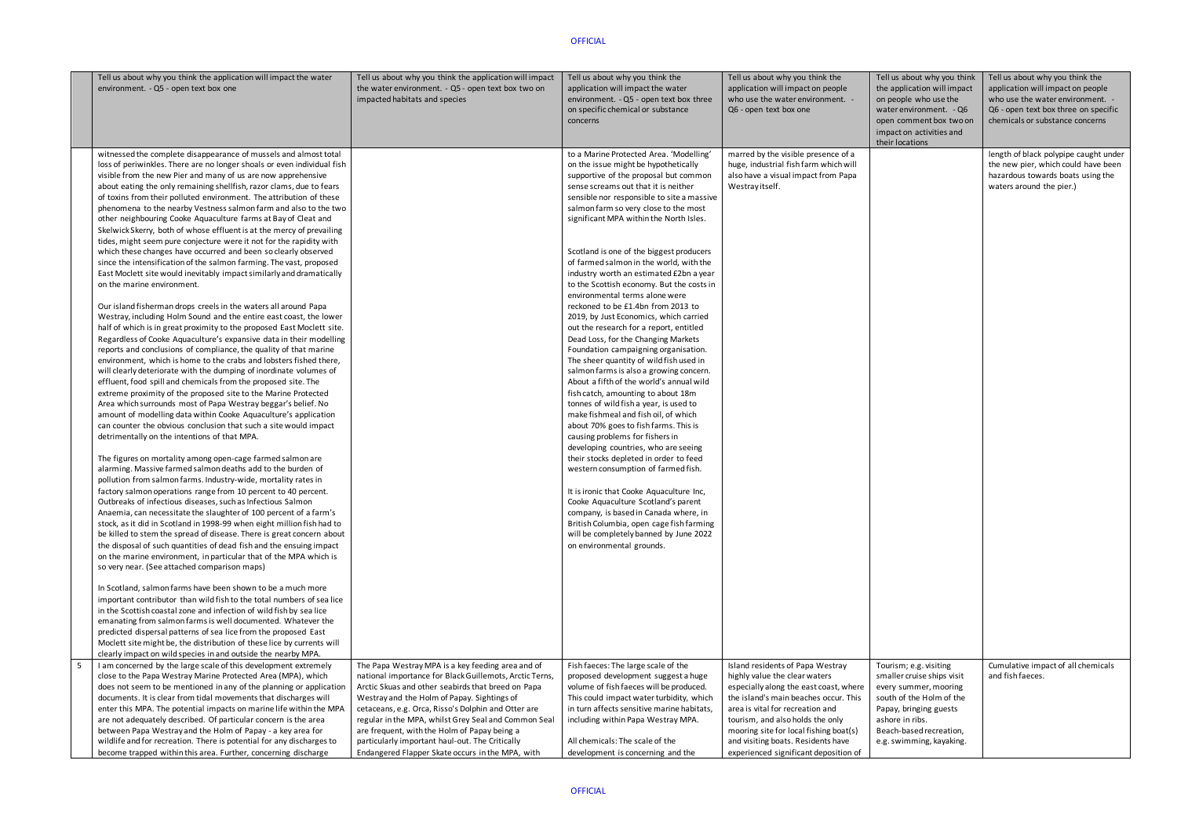| | Tell us about why you think the application will impact the water environment. - Q5 - open text box one | Tell us about why you think the application will impact the water environment. - Q5 - open text box two on impacted habitats and species | Tell us about why you think the application will impact the water environment. - Q5 - open text box three on specific chemical or substance concerns | Tell us about why you think the application will impact on people who use the water environment. - Q6 - open text box one | Tell us about why you think the application will impact on people who use the water environment. - Q6 open comment box two on impact on activities and their locations | Tell us about why you think the application will impact on people who use the water environment. - Q6 - open text box three on specific chemicals or substance concerns |
|---|---|---|---|---|---|---|
| | witnessed the complete disappearance of mussels and almost total loss of periwinkles. There are no longer shoals or even individual fish visible from the new Pier and many of us are now apprehensive about eating the only remaining shellfish, razor clams, due to fears of toxins from their polluted environment. The attribution of these phenomena to the nearby Vestness salmon farm and also to the two other neighbouring Cooke Aquaculture farms at Bay of Cleat and Skelwick Skerry, both of whose effluent is at the mercy of prevailing tides, might seem pure conjecture were it not for the rapidity with which these changes have occurred and been so clearly observed since the intensification of the salmon farming. The vast, proposed East Moclett site would inevitably impact similarly and dramatically on the marine environment.<br><br>Our island fisherman drops creels in the waters all around Papa Westray, including Holm Sound and the entire east coast, the lower half of which is in great proximity to the proposed East Moclett site. Regardless of Cooke Aquaculture's expansive data in their modelling reports and conclusions of compliance, the quality of that marine environment, which is home to the crabs and lobsters fished there, will clearly deteriorate with the dumping of inordinate volumes of effluent, food spill and chemicals from the proposed site. The extreme proximity of the proposed site to the Marine Protected Area which surrounds most of Papa Westray beggar's belief. No amount of modelling data within Cooke Aquaculture's application can counter the obvious conclusion that such a site would impact detrimentally on the intentions of that MPA.<br><br>The figures on mortality among open-cage farmed salmon are alarming. Massive farmed salmon deaths add to the burden of pollution from salmon farms. Industry-wide, mortality rates in factory salmon operations range from 10 percent to 40 percent. Outbreaks of infectious diseases, such as Infectious Salmon Anaemia, can necessitate the slaughter of 100 percent of a farm's stock, as it did in Scotland in 1998-99 when eight million fish had to be killed to stem the spread of disease. There is great concern about the disposal of such quantities of dead fish and the ensuing impact on the marine environment, in particular that of the MPA which is so very near. (See attached comparison maps)<br><br>In Scotland, salmon farms have been shown to be a much more important contributor than wild fish to the total numbers of sea lice in the Scottish coastal zone and infection of wild fish by sea lice emanating from salmon farms is well documented. Whatever the predicted dispersal patterns of sea lice from the proposed East Moclett site might be, the distribution of these lice by currents will clearly impact on wild species in and outside the nearby MPA. | | to a Marine Protected Area. 'Modelling' on the issue might be hypothetically supportive of the proposal but common sense screams out that it is neither sensible nor responsible to site a massive salmon farm so very close to the most significant MPA within the North Isles.<br><br>Scotland is one of the biggest producers of farmed salmon in the world, with the industry worth an estimated £2bn a year to the Scottish economy. But the costs in environmental terms alone were reckoned to be £1.4bn from 2013 to 2019, by Just Economics, which carried out the research for a report, entitled Dead Loss, for the Changing Markets Foundation campaigning organisation. The sheer quantity of wild fish used in salmon farms is also a growing concern. About a fifth of the world's annual wild fish catch, amounting to about 18m tonnes of wild fish a year, is used to make fishmeal and fish oil, of which about 70% goes to fish farms. This is causing problems for fishers in developing countries, who are seeing their stocks depleted in order to feed western consumption of farmed fish.<br><br>It is ironic that Cooke Aquaculture Inc, Cooke Aquaculture Scotland's parent company, is based in Canada where, in British Columbia, open cage fish farming will be completely banned by June 2022 on environmental grounds. | marred by the visible presence of a huge, industrial fish farm which will also have a visual impact from Papa Westray itself. | | length of black polypipe caught under the new pier, which could have been hazardous towards boats using the waters around the pier.) |
| 5 | I am concerned by the large scale of this development extremely close to the Papa Westray Marine Protected Area (MPA), which does not seem to be mentioned in any of the planning or application documents. It is clear from tidal movements that discharges will enter this MPA. The potential impacts on marine life within the MPA are not adequately described. Of particular concern is the area between Papa Westray and the Holm of Papay - a key area for wildlife and for recreation. There is potential for any discharges to become trapped within this area. Further, concerning discharge | The Papa Westray MPA is a key feeding area and of national importance for Black Guillemots, Arctic Terns, Arctic Skuas and other seabirds that breed on Papa Westray and the Holm of Papay. Sightings of cetaceans, e.g. Orca, Risso's Dolphin and Otter are regular in the MPA, whilst Grey Seal and Common Seal are frequent, with the Holm of Papay being a particularly important haul-out. The Critically Endangered Flapper Skate occurs in the MPA, with | Fish faeces: The large scale of the proposed development suggest a huge volume of fish faeces will be produced. This could impact water turbidity, which in turn affects sensitive marine habitats, including within Papa Westray MPA.<br><br>All chemicals: The scale of the development is concerning and the | Island residents of Papa Westray highly value the clear waters especially along the east coast, where the island's main beaches occur. This area is vital for recreation and tourism, and also holds the only mooring site for local fishing boat(s) and visiting boats. Residents have experienced significant deposition of | Tourism; e.g. visiting smaller cruise ships visit every summer, mooring south of the Holm of the Papay, bringing guests ashore in ribs.<br>Beach-based recreation, e.g. swimming, kayaking. | Cumulative impact of all chemicals and fish faeces. |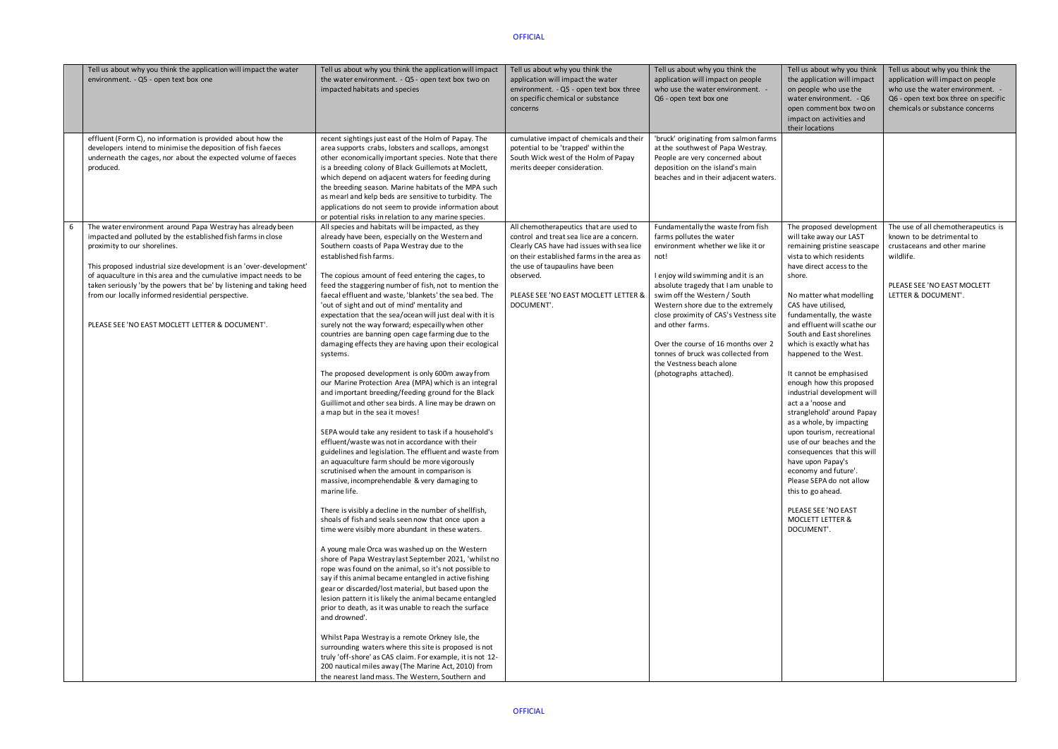| | Tell us about why you think the application will impact the water environment. - Q5 - open text box one | Tell us about why you think the application will impact the water environment. - Q5 - open text box two on impacted habitats and species | Tell us about why you think the application will impact the water environment. - Q5 - open text box three on specific chemical or substance concerns | Tell us about why you think the application will impact on people who use the water environment. - Q6 - open text box one | Tell us about why you think the application will impact on people who use the water environment. - Q6 open comment box two on impact on activities and their locations | Tell us about why you think the application will impact on people who use the water environment. - Q6 - open text box three on specific chemicals or substance concerns |
|---|---|---|---|---|---|---|
| | effluent (Form C), no information is provided about how the developers intend to minimise the deposition of fish faeces underneath the cages, nor about the expected volume of faeces produced. | recent sightings just east of the Holm of Papay. The area supports crabs, lobsters and scallops, amongst other economically important species. Note that there is a breeding colony of Black Guillemots at Moclett, which depend on adjacent waters for feeding during the breeding season. Marine habitats of the MPA such as mearl and kelp beds are sensitive to turbidity. The applications do not seem to provide information about or potential risks in relation to any marine species. | cumulative impact of chemicals and their potential to be 'trapped' within the South Wick west of the Holm of Papay merits deeper consideration. | 'bruck' originating from salmon farms at the southwest of Papa Westray. People are very concerned about deposition on the island's main beaches and in their adjacent waters. | | |
| 6 | The water environment around Papa Westray has already been impacted and polluted by the established fish farms in close proximity to our shorelines.<br><br>This proposed industrial size development is an 'over-development' of aquaculture in this area and the cumulative impact needs to be taken seriously 'by the powers that be' by listening and taking heed from our locally informed residential perspective.<br><br>PLEASE SEE 'NO EAST MOCLETT LETTER & DOCUMENT'. | All species and habitats will be impacted, as they already have been, especially on the Western and Southern coasts of Papa Westray due to the established fish farms.<br><br>The copious amount of feed entering the cages, to feed the staggering number of fish, not to mention the faecal effluent and waste, 'blankets' the sea bed. The 'out of sight and out of mind' mentality and expectation that the sea/ocean will just deal with it is surely not the way forward; especailly when other countries are banning open cage farming due to the damaging effects they are having upon their ecological systems.<br><br>The proposed development is only 600m away from our Marine Protection Area (MPA) which is an integral and important breeding/feeding ground for the Black Guillimot and other sea birds. A line may be drawn on a map but in the sea it moves!<br><br>SEPA would take any resident to task if a household's effluent/waste was not in accordance with their guidelines and legislation. The effluent and waste from an aquaculture farm should be more vigorously scrutinised when the amount in comparison is massive, incomprehendable & very damaging to marine life.<br><br>There is visibly a decline in the number of shellfish, shoals of fish and seals seen now that once upon a time were visibly more abundant in these waters.<br><br>A young male Orca was washed up on the Western shore of Papa Westray last September 2021, 'whilst no rope was found on the animal, so it's not possible to say if this animal became entangled in active fishing gear or discarded/lost material, but based upon the lesion pattern it is likely the animal became entangled prior to death, as it was unable to reach the surface and drowned'.<br><br>Whilst Papa Westray is a remote Orkney Isle, the surrounding waters where this site is proposed is not truly 'off-shore' as CAS claim. For example, it is not 12-200 nautical miles away (The Marine Act, 2010) from the nearest land mass. The Western, Southern and | All chemotherapeutics that are used to control and treat sea lice are a concern. Clearly CAS have had issues with sea lice on their established farms in the area as the use of taupaulins have been observed.<br><br>PLEASE SEE 'NO EAST MOCLETT LETTER & DOCUMENT'. | Fundamentally the waste from fish farms pollutes the water environment whether we like it or not!<br><br>I enjoy wild swimming and it is an absolute tragedy that I am unable to swim off the Western / South Western shore due to the extremely close proximity of CAS's Vestness site and other farms.<br><br>Over the course of 16 months over 2 tonnes of bruck was collected from the Vestness beach alone (photographs attached). | The proposed development will take away our LAST remaining pristine seascape vista to which residents have direct access to the shore.<br><br>No matter what modelling CAS have utilised, fundamentally, the waste and effluent will scathe our South and East shorelines which is exactly what has happened to the West.<br><br>It cannot be emphasised enough how this proposed industrial development will act a a 'noose and stranglehold' around Papay as a whole, by impacting upon tourism, recreational use of our beaches and the consequences that this will have upon Papay's economy and future'. Please SEPA do not allow this to go ahead.<br><br>PLEASE SEE 'NO EAST MOCLETT LETTER & DOCUMENT'. | The use of all chemotherapeutics is known to be detrimental to crustaceans and other marine wildlife.<br><br>PLEASE SEE 'NO EAST MOCLETT LETTER & DOCUMENT'. |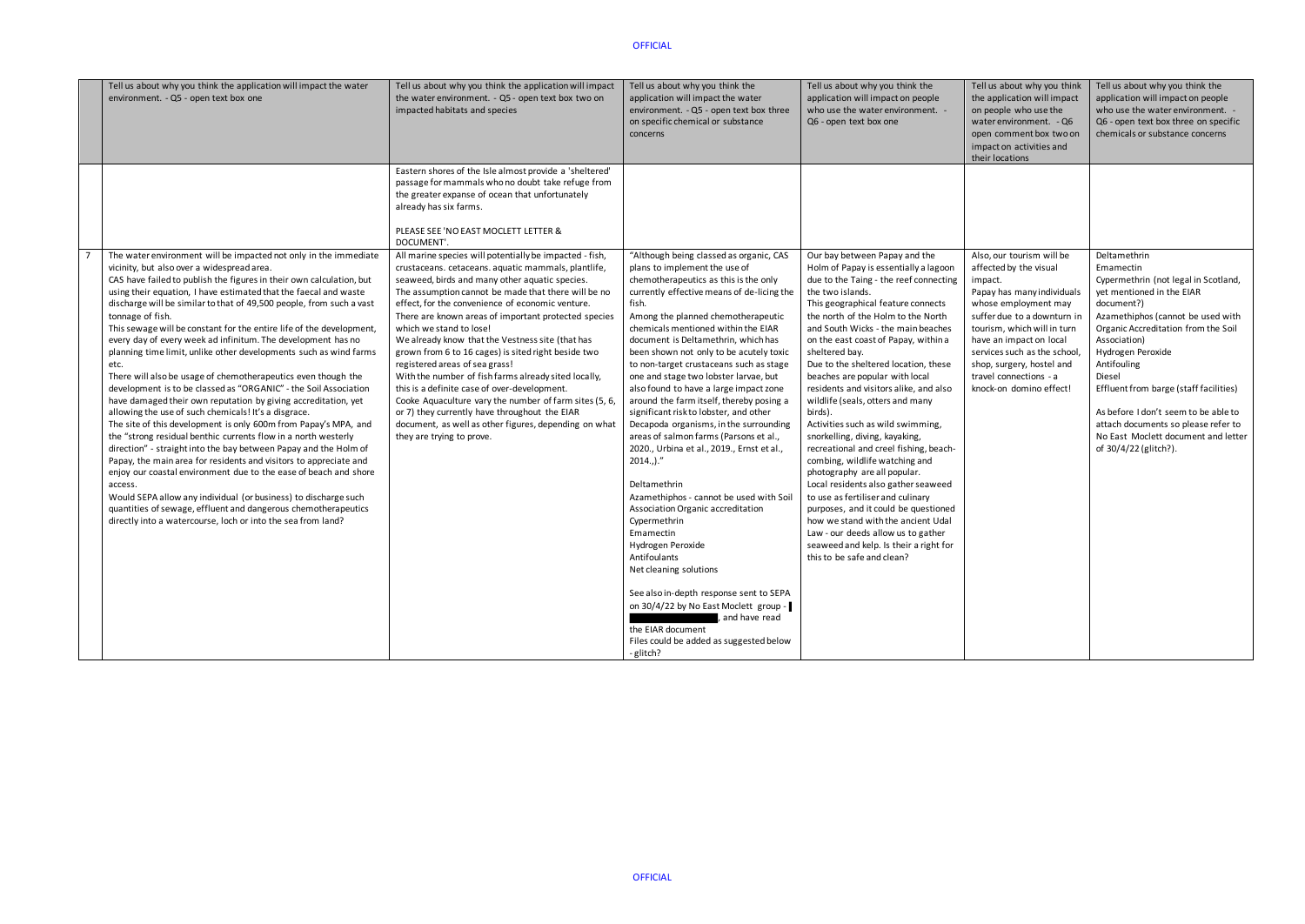|  | Tell us about why you think the application will impact the water environment. - Q5 - open text box one | Tell us about why you think the application will impact the water environment. - Q5 - open text box two on impacted habitats and species | Tell us about why you think the application will impact the water environment. - Q5 - open text box three on specific chemical or substance concerns | Tell us about why you think the application will impact on people who use the water environment. - Q6 - open text box one | Tell us about why you think the application will impact on people who use the water environment. - Q6 open comment box two on impact on activities and their locations | Tell us about why you think the application will impact on people who use the water environment. - Q6 - open text box three on specific chemicals or substance concerns |
|---|---|---|---|---|---|---|
|  |  | Eastern shores of the Isle almost provide a 'sheltered' passage for mammals who no doubt take refuge from the greater expanse of ocean that unfortunately already has six farms.<br><br>PLEASE SEE 'NO EAST MOCLETT LETTER & DOCUMENT'. |  |  |  |  |
| 7 | The water environment will be impacted not only in the immediate vicinity, but also over a widespread area.<br>CAS have failed to publish the figures in their own calculation, but using their equation, I have estimated that the faecal and waste discharge will be similar to that of 49,500 people, from such a vast tonnage of fish.<br>This sewage will be constant for the entire life of the development, every day of every week ad infinitum. The development has no planning time limit, unlike other developments such as wind farms etc.<br>There will also be usage of chemotherapeutics even though the development is to be classed as "ORGANIC" - the Soil Association have damaged their own reputation by giving accreditation, yet allowing the use of such chemicals! It's a disgrace.<br>The site of this development is only 600m from Papay's MPA, and the "strong residual benthic currents flow in a north westerly direction" - straight into the bay between Papay and the Holm of Papay, the main area for residents and visitors to appreciate and enjoy our coastal environment due to the ease of beach and shore access.<br>Would SEPA allow any individual (or business) to discharge such quantities of sewage, effluent and dangerous chemotherapeutics directly into a watercourse, loch or into the sea from land? | All marine species will potentially be impacted - fish, crustaceans. cetaceans. aquatic mammals, plantlife, seaweed, birds and many other aquatic species.<br>The assumption cannot be made that there will be no effect, for the convenience of economic venture.<br>There are known areas of important protected species which we stand to lose!<br>We already know that the Vestness site (that has grown from 6 to 16 cages) is sited right beside two registered areas of sea grass!<br>With the number of fish farms already sited locally, this is a definite case of over-development.<br>Cooke Aquaculture vary the number of farm sites (5, 6, or 7) they currently have throughout the EIAR document, as well as other figures, depending on what they are trying to prove. | "Although being classed as organic, CAS plans to implement the use of chemotherapeutics as this is the only currently effective means of de-licing the fish.<br>Among the planned chemotherapeutic chemicals mentioned within the EIAR document is Deltamethrin, which has been shown not only to be acutely toxic to non-target crustaceans such as stage one and stage two lobster larvae, but also found to have a large impact zone around the farm itself, thereby posing a significant risk to lobster, and other Decapoda organisms, in the surrounding areas of salmon farms (Parsons et al., 2020., Urbina et al., 2019., Ernst et al., 2014.,)."<br><br>Deltamethrin<br>Azamethiphos - cannot be used with Soil Association Organic accreditation<br>Cypermethrin<br>Emamectin<br>Hydrogen Peroxide<br>Antifoulants<br>Net cleaning solutions<br><br>See also in-depth response sent to SEPA on 30/4/22 by No East Moclett group - [redacted], and have read the EIAR document<br>Files could be added as suggested below - glitch? | Our bay between Papay and the Holm of Papay is essentially a lagoon due to the Taing - the reef connecting the two islands.<br>This geographical feature connects the north of the Holm to the North and South Wicks - the main beaches on the east coast of Papay, within a sheltered bay.<br>Due to the sheltered location, these beaches are popular with local residents and visitors alike, and also wildlife (seals, otters and many birds).<br>Activities such as wild swimming, snorkelling, diving, kayaking, recreational and creel fishing, beach-combing, wildlife watching and photography are all popular.<br>Local residents also gather seaweed to use as fertiliser and culinary purposes, and it could be questioned how we stand with the ancient Udal Law - our deeds allow us to gather seaweed and kelp. Is their a right for this to be safe and clean? | Also, our tourism will be affected by the visual impact.<br>Papay has many individuals whose employment may suffer due to a downturn in tourism, which will in turn have an impact on local services such as the school, shop, surgery, hostel and travel connections - a knock-on domino effect! | Deltamethrin<br>Emamectin<br>Cypermethrin (not legal in Scotland, yet mentioned in the EIAR document?)<br>Azamethiphos (cannot be used with Organic Accreditation from the Soil Association)<br>Hydrogen Peroxide<br>Antifouling<br>Diesel<br>Effluent from barge (staff facilities)<br><br>As before I don't seem to be able to attach documents so please refer to No East Moclett document and letter of 30/4/22 (glitch?). |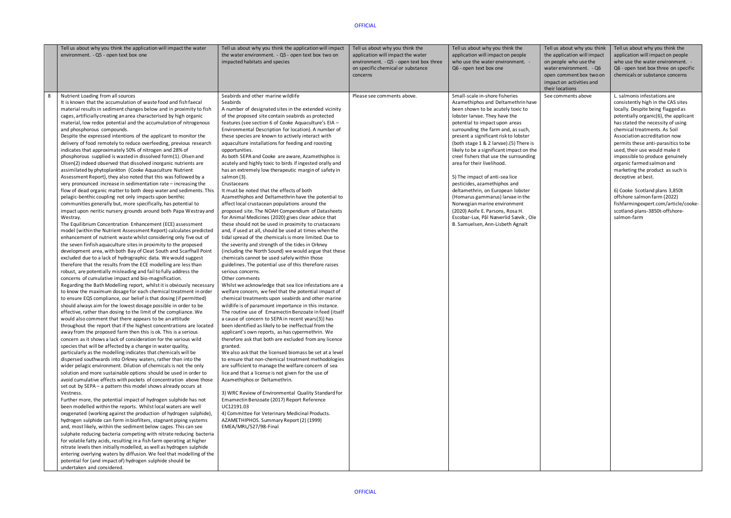| | Tell us about why you think the application will impact the water environment. - Q5 - open text box one | Tell us about why you think the application will impact the water environment. - Q5 - open text box two on impacted habitats and species | Tell us about why you think the application will impact the water environment. - Q5 - open text box three on specific chemical or substance concerns | Tell us about why you think the application will impact on people who use the water environment. - Q6 - open text box one | Tell us about why you think the application will impact on people who use the water environment. - Q6 open comment box two on impact on activities and their locations | Tell us about why you think the application will impact on people who use the water environment. - Q6 - open text box three on specific chemicals or substance concerns |
|---|---|---|---|---|---|---|
| 8 | Nutrient Loading from all sources<br>It is known that the accumulation of waste food and fish faecal material results in sediment changes below and in proximity to fish cages, artificially creating an area characterised by high organic material, low redox potential and the accumulation of nitrogenous and phosphorous compounds.<br>Despite the expressed intentions of the applicant to monitor the delivery of food remotely to reduce overfeeding, previous research indicates that approximately 50% of nitrogen and 28% of phosphorous supplied is wasted in dissolved form(1). Olsen and Olsen(2) indeed observed that dissolved inorganic nutrients are assimilated by phytoplankton (Cooke Aquaculture Nutrient Assessment Report), they also noted that this was followed by a very pronounced increase in sedimentation rate – increasing the flow of dead organic matter to both deep water and sediments. This pelagic-benthic coupling not only impacts upon benthic communities generally but, more specifically, has potential to impact upon neritic nursery grounds around both Papa Westray and Westray.<br>The Equilibrium Concentration Enhancement (ECE) assessment model (within the Nutrient Assessment Report) calculates predicted enhancement of nutrient waste whilst considering only five out of the seven finfish aquaculture sites in proximity to the proposed development area, with both Bay of Cleat South and Scarfhall Point excluded due to a lack of hydrographic data. We would suggest therefore that the results from the ECE modelling are less than robust, are potentially misleading and fail to fully address the concerns of cumulative impact and bio-magnification.<br>Regarding the Bath Modelling report, whilst it is obviously necessary to know the maximum dosage for each chemical treatment in order to ensure EQS compliance, our belief is that dosing (if permitted) should always aim for the lowest dosage possible in order to be effective, rather than dosing to the limit of the compliance. We would also comment that there appears to be an attitude throughout the report that if the highest concentrations are located away from the proposed farm then this is ok. This is a serious concern as it shows a lack of consideration for the various wild species that will be affected by a change in water quality, particularly as the modelling indicates that chemicals will be dispersed southwards into Orkney waters, rather than into the wider pelagic environment. Dilution of chemicals is not the only solution and more sustainable options should be used in order to avoid cumulative effects with pockets of concentration above those set out by SEPA – a pattern this model shows already occurs at Vestness.<br>Further more, the potential impact of hydrogen sulphide has not been modelled within the reports. Whilst local waters are well oxygenated (working against the production of hydrogen sulphide), hydrogen sulphide can form in biofilters, stagnant piping systems and, most likely, within the sediment below cages. This can see sulphate reducing bacteria competing with nitrate reducing bacteria for volatile fatty acids, resulting in a fish farm operating at higher nitrate levels then initially modelled, as well as hydrogen sulphide entering overlying waters by diffusion. We feel that modelling of the potential for (and impact of) hydrogen sulphide should be undertaken and considered. | Seabirds and other marine wildlife<br>Seabirds<br>A number of designated sites in the extended vicinity of the proposed site contain seabirds as protected features (see section 6 of Cooke Aquaculture's EIA – Environmental Description for location). A number of these species are known to actively interact with aquaculture installations for feeding and roosting opportunities.<br>As both SEPA and Cooke are aware, Azamethiphos is acutely and highly toxic to birds if ingested orally and has an extremely low therapeutic margin of safety in salmon (3).<br>Crustaceans<br>It must be noted that the effects of both Azamethiphos and Deltamethrin have the potential to affect local crustacean populations around the proposed site. The NOAH Compendium of Datasheets for Animal Medicines (2020) gives clear advice that these should not be used in proximity to crustaceans and, if used at all, should be used at times when the tidal spread of the chemicals is more limited. Due to the severity and strength of the tides in Orkney (including the North Sound) we would argue that these chemicals cannot be used safely within those guidelines. The potential use of this therefore raises serious concerns.<br>Other comments<br>Whilst we acknowledge that sea lice infestations are a welfare concern, we feel that the potential impact of chemical treatments upon seabirds and other marine wildlife is of paramount importance in this instance.<br>The routine use of Emamectin Benzoate in feed (itself a cause of concern to SEPA in recent years(3)) has been identified as likely to be ineffectual from the applicant's own reports, as has cypermethrin. We therefore ask that both are excluded from any licence granted.<br>We also ask that the licensed biomass be set at a level to ensure that non-chemical treatment methodologies are sufficient to manage the welfare concern of sea lice and that a license is not given for the use of Azamethiphos or Deltamethrin.<br><br>3) WRC Review of Environmental Quality Standard for Emamectin Benzoate (2017) Report Reference UC12191.03<br>4) Committee for Veterinary Medicinal Products. AZAMETHIPHOS. Summary Report (2) (1999) EMEA/MRL/527/98-Final | Please see comments above. | Small-scale in-shore fisheries<br>Azamethiphos and Deltamethrin have been shown to be acutely toxic to lobster larvae. They have the potential to impact upon areas surrounding the farm and, as such, present a significant risk to lobster (both stage 1 & 2 larvae).(5) There is likely to be a significant impact on the creel fishers that use the surrounding area for their livelihood.<br><br>5) The impact of anti-sea lice pesticides, azamethiphos and deltamethrin, on European lobster (Homarus gammarus) larvae in the Norwegian marine environment (2020) Aoife E. Parsons, Rosa H. Escobar-Lux, Pål Næverlid Sævik, Ole B. Samuelsen, Ann-Lisbeth Agnalt | See comments above | L. salmonis infestations are consistently high in the CAS sites locally. Despite being flagged as potentially organic(6), the applicant has stated the necessity of using chemical treatments. As Soil Association accreditation now permits these anti-parasitics to be used, their use would make it impossible to produce genuinely organic farmed salmon and marketing the product as such is deceptive at best.<br><br>6) Cooke Scotland plans 3,850t offshore salmon farm (2022) fishfarmingexpert.com/article/cooke-scotland-plans-3850t-offshore-salmon-farm |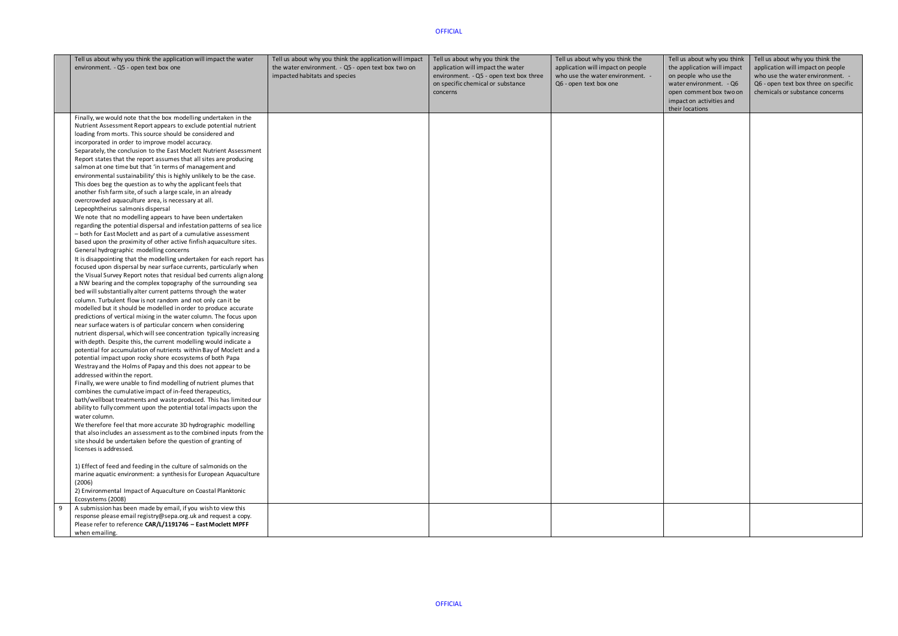| | Tell us about why you think the application will impact the water environment. - Q5 - open text box one | Tell us about why you think the application will impact the water environment. - Q5 - open text box two on impacted habitats and species | Tell us about why you think the application will impact the water environment. - Q5 - open text box three on specific chemical or substance concerns | Tell us about why you think the application will impact on people who use the water environment. - Q6 - open text box one | Tell us about why you think the application will impact on people who use the water environment. - Q6 open comment box two on impact on activities and their locations | Tell us about why you think the application will impact on people who use the water environment. - Q6 - open text box three on specific chemicals or substance concerns |
|---|---|---|---|---|---|---|
| | Finally, we would note that the box modelling undertaken in the Nutrient Assessment Report appears to exclude potential nutrient loading from morts. This source should be considered and incorporated in order to improve model accuracy.<br>Separately, the conclusion to the East Moclett Nutrient Assessment Report states that the report assumes that all sites are producing salmon at one time but that 'in terms of management and environmental sustainability' this is highly unlikely to be the case. This does beg the question as to why the applicant feels that another fish farm site, of such a large scale, in an already overcrowded aquaculture area, is necessary at all.<br>Lepeophtheirus salmonis dispersal<br>We note that no modelling appears to have been undertaken regarding the potential dispersal and infestation patterns of sea lice – both for East Moclett and as part of a cumulative assessment based upon the proximity of other active finfish aquaculture sites.<br>General hydrographic modelling concerns<br>It is disappointing that the modelling undertaken for each report has focused upon dispersal by near surface currents, particularly when the Visual Survey Report notes that residual bed currents align along a NW bearing and the complex topography of the surrounding sea bed will substantially alter current patterns through the water column. Turbulent flow is not random and not only can it be modelled but it should be modelled in order to produce accurate predictions of vertical mixing in the water column. The focus upon near surface waters is of particular concern when considering nutrient dispersal, which will see concentration typically increasing with depth. Despite this, the current modelling would indicate a potential for accumulation of nutrients within Bay of Moclett and a potential impact upon rocky shore ecosystems of both Papa Westray and the Holms of Papay and this does not appear to be addressed within the report.<br>Finally, we were unable to find modelling of nutrient plumes that combines the cumulative impact of in-feed therapeutics, bath/wellboat treatments and waste produced. This has limited our ability to fully comment upon the potential total impacts upon the water column.<br>We therefore feel that more accurate 3D hydrographic modelling that also includes an assessment as to the combined inputs from the site should be undertaken before the question of granting of licenses is addressed.<br><br>1) Effect of feed and feeding in the culture of salmonids on the marine aquatic environment: a synthesis for European Aquaculture (2006)<br>2) Environmental Impact of Aquaculture on Coastal Planktonic Ecosystems (2008) | | | | | |
| 9 | A submission has been made by email, if you wish to view this response please email registry@sepa.org.uk and request a copy. Please refer to reference **CAR/L/1191746 – East Moclett MPFF** when emailing. | | | | | |